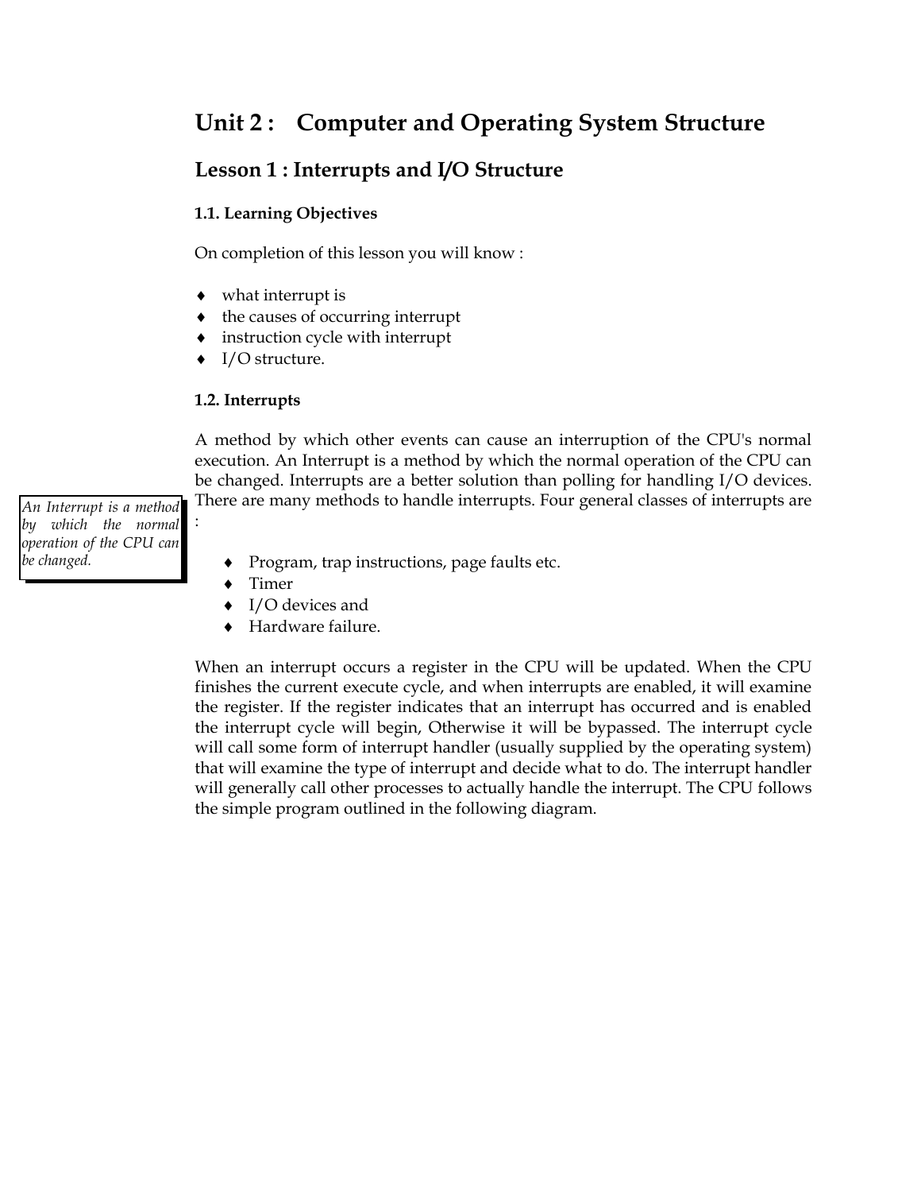# Unit 2 : Computer and Operating System Structure

## Lesson 1 : Interrupts and I/O Structure

### 1.1. Learning Objectives

On completion of this lesson you will know :

- what interrupt is
- the causes of occurring interrupt
- instruction cycle with interrupt
- I/O structure.

### 1.2. Interrupts

*An Interrupt is a method by which the normal operation of the CPU can be changed.*

A method by which other events can cause an interruption of the CPU's normal execution. An Interrupt is a method by which the normal operation of the CPU can be changed. Interrupts are a better solution than polling for handling I/O devices. There are many methods to handle interrupts. Four general classes of interrupts are :

- Program, trap instructions, page faults etc.
- Timer
- I/O devices and
- Hardware failure.

When an interrupt occurs a register in the CPU will be updated. When the CPU finishes the current execute cycle, and when interrupts are enabled, it will examine the register. If the register indicates that an interrupt has occurred and is enabled the interrupt cycle will begin, Otherwise it will be bypassed. The interrupt cycle will call some form of interrupt handler (usually supplied by the operating system) that will examine the type of interrupt and decide what to do. The interrupt handler will generally call other processes to actually handle the interrupt. The CPU follows the simple program outlined in the following diagram.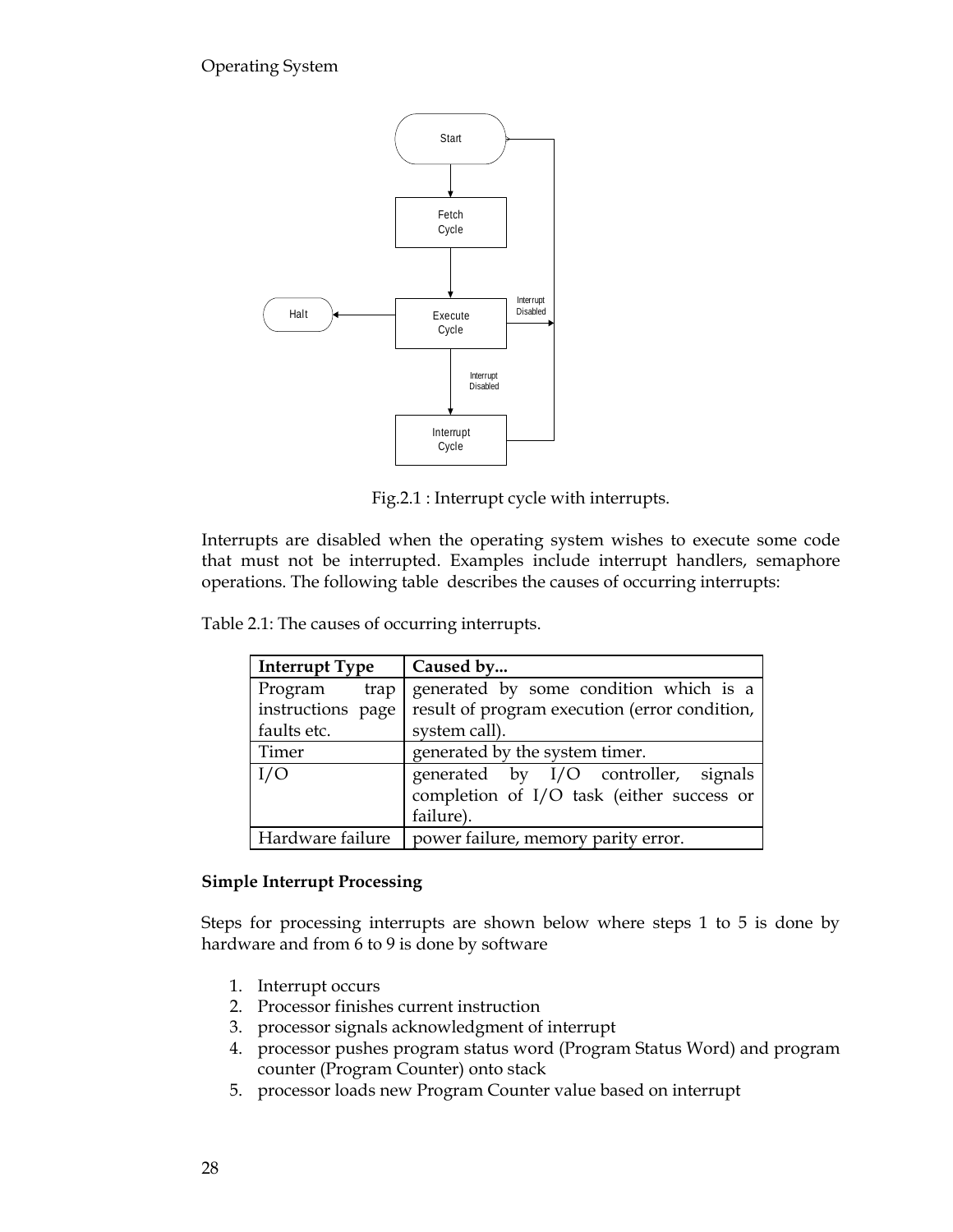Fig.2.1 : Interrupt cycle with interrupts.

Interrupts are disabled when the operating system wishes to execute some code that must not be interrupted. Examples include interrupt handlers, semaphore operations. The following table describes the causes of occurring interrupts:

Table 2.1: The causes of occurring interrupts.

| **Interrupt Type** | **Caused by...** |
| --- | --- |
| Program trap instructions page faults etc. | generated by some condition which is a result of program execution (error condition, system call). |
| Timer | generated by the system timer. |
| I/O | generated by I/O controller, signals completion of I/O task (either success or failure). |
| Hardware failure | power failure, memory parity error. |

**Simple Interrupt Processing**

Steps for processing interrupts are shown below where steps 1 to 5 is done by hardware and from 6 to 9 is done by software

1. Interrupt occurs
2. Processor finishes current instruction
3. processor signals acknowledgment of interrupt
4. processor pushes program status word (Program Status Word) and program counter (Program Counter) onto stack
5. processor loads new Program Counter value based on interrupt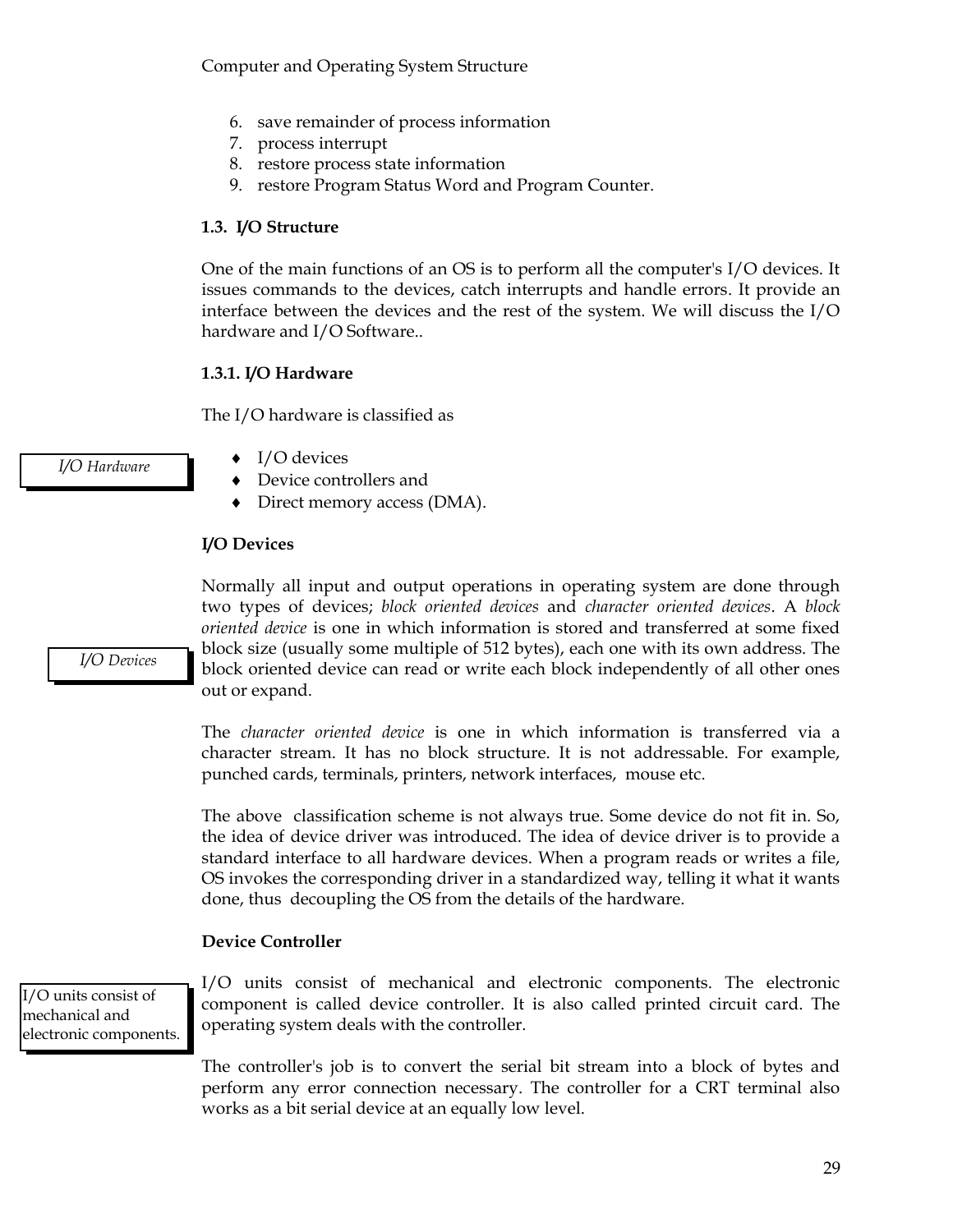6. save remainder of process information
7. process interrupt
8. restore process state information
9. restore Program Status Word and Program Counter.

### 1.3. I/O Structure

One of the main functions of an OS is to perform all the computer's I/O devices. It issues commands to the devices, catch interrupts and handle errors. It provide an interface between the devices and the rest of the system. We will discuss the I/O hardware and I/O Software..

#### 1.3.1. I/O Hardware

*I/O Hardware*

The I/O hardware is classified as

- I/O devices
- Device controllers and
- Direct memory access (DMA).

**I/O Devices**

*I/O Devices*

Normally all input and output operations in operating system are done through two types of devices; *block oriented devices* and *character oriented devices*. A *block oriented device* is one in which information is stored and transferred at some fixed block size (usually some multiple of 512 bytes), each one with its own address. The block oriented device can read or write each block independently of all other ones out or expand.

The *character oriented device* is one in which information is transferred via a character stream. It has no block structure. It is not addressable. For example, punched cards, terminals, printers, network interfaces, mouse etc.

The above classification scheme is not always true. Some device do not fit in. So, the idea of device driver was introduced. The idea of device driver is to provide a standard interface to all hardware devices. When a program reads or writes a file, OS invokes the corresponding driver in a standardized way, telling it what it wants done, thus decoupling the OS from the details of the hardware.

**Device Controller**

I/O units consist of mechanical and electronic components.

I/O units consist of mechanical and electronic components. The electronic component is called device controller. It is also called printed circuit card. The operating system deals with the controller.

The controller's job is to convert the serial bit stream into a block of bytes and perform any error connection necessary. The controller for a CRT terminal also works as a bit serial device at an equally low level.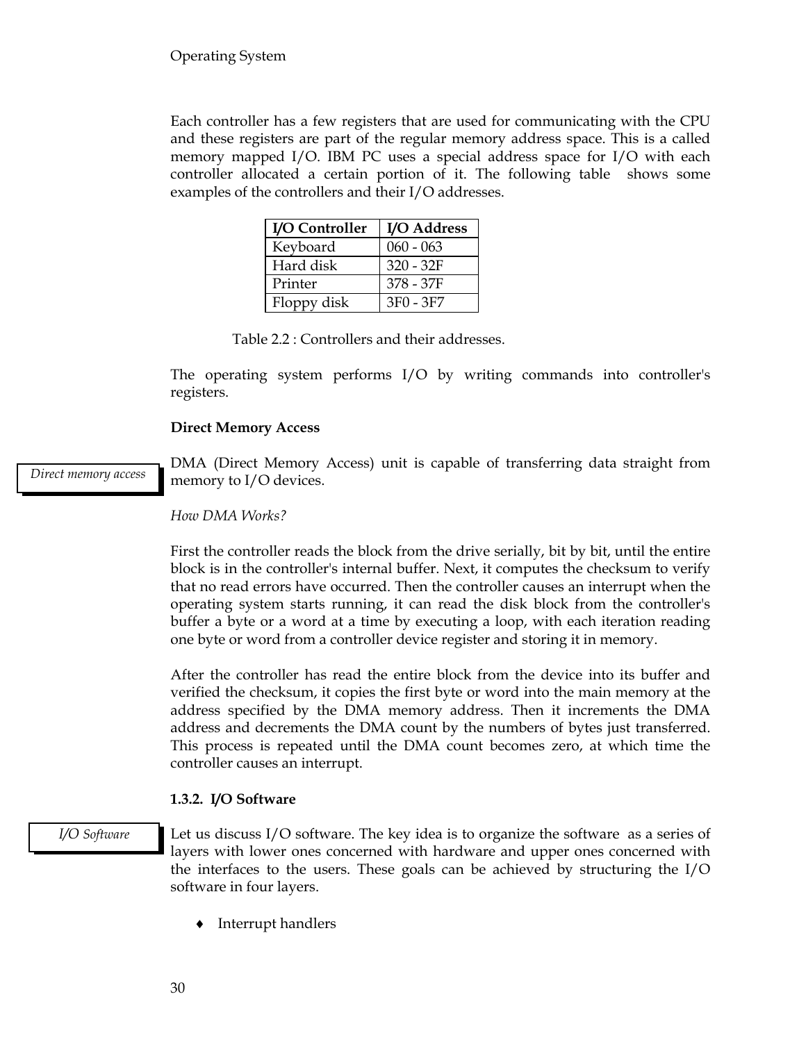Each controller has a few registers that are used for communicating with the CPU and these registers are part of the regular memory address space. This is a called memory mapped I/O. IBM PC uses a special address space for I/O with each controller allocated a certain portion of it. The following table shows some examples of the controllers and their I/O addresses.

| I/O Controller | I/O Address |
|---|---|
| Keyboard | 060 - 063 |
| Hard disk | 320 - 32F |
| Printer | 378 - 37F |
| Floppy disk | 3F0 - 3F7 |

Table 2.2 : Controllers and their addresses.

The operating system performs I/O by writing commands into controller's registers.

**Direct Memory Access**

*Direct memory access*

DMA (Direct Memory Access) unit is capable of transferring data straight from memory to I/O devices.

*How DMA Works?*

First the controller reads the block from the drive serially, bit by bit, until the entire block is in the controller's internal buffer. Next, it computes the checksum to verify that no read errors have occurred. Then the controller causes an interrupt when the operating system starts running, it can read the disk block from the controller's buffer a byte or a word at a time by executing a loop, with each iteration reading one byte or word from a controller device register and storing it in memory.

After the controller has read the entire block from the device into its buffer and verified the checksum, it copies the first byte or word into the main memory at the address specified by the DMA memory address. Then it increments the DMA address and decrements the DMA count by the numbers of bytes just transferred. This process is repeated until the DMA count becomes zero, at which time the controller causes an interrupt.

**1.3.2. I/O Software**

*I/O Software*

Let us discuss I/O software. The key idea is to organize the software as a series of layers with lower ones concerned with hardware and upper ones concerned with the interfaces to the users. These goals can be achieved by structuring the I/O software in four layers.

- Interrupt handlers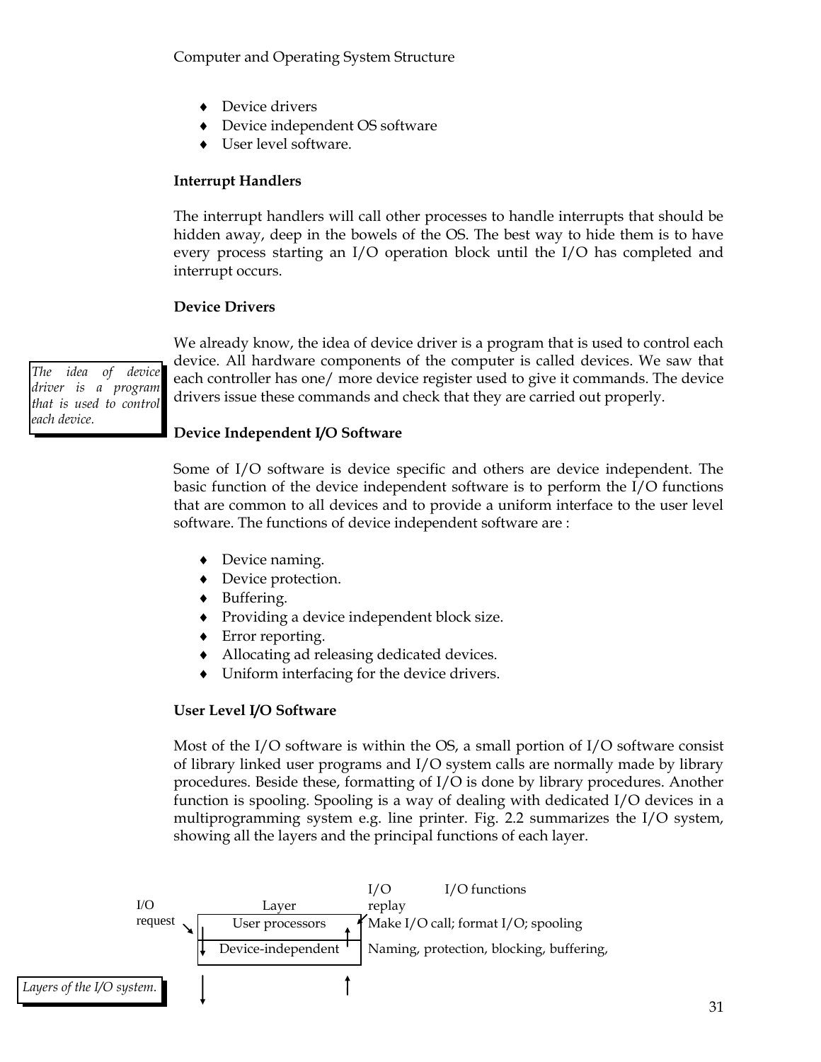- Device drivers
- Device independent OS software
- User level software.

**Interrupt Handlers**

The interrupt handlers will call other processes to handle interrupts that should be hidden away, deep in the bowels of the OS. The best way to hide them is to have every process starting an I/O operation block until the I/O has completed and interrupt occurs.

**Device Drivers**

*The idea of device driver is a program that is used to control each device.*

We already know, the idea of device driver is a program that is used to control each device. All hardware components of the computer is called devices. We saw that each controller has one/ more device register used to give it commands. The device drivers issue these commands and check that they are carried out properly.

**Device Independent I/O Software**

Some of I/O software is device specific and others are device independent. The basic function of the device independent software is to perform the I/O functions that are common to all devices and to provide a uniform interface to the user level software. The functions of device independent software are :

- Device naming.
- Device protection.
- Buffering.
- Providing a device independent block size.
- Error reporting.
- Allocating ad releasing dedicated devices.
- Uniform interfacing for the device drivers.

**User Level I/O Software**

Most of the I/O software is within the OS, a small portion of I/O software consist of library linked user programs and I/O system calls are normally made by library procedures. Beside these, formatting of I/O is done by library procedures. Another function is spooling. Spooling is a way of dealing with dedicated I/O devices in a multiprogramming system e.g. line printer. Fig. 2.2 summarizes the I/O system, showing all the layers and the principal functions of each layer.

*Layers of the I/O system.*

| I/O request ↓ | Layer | I/O replay ↑ | I/O functions |
|---|---|---|---|
| | User processors | | Make I/O call; format I/O; spooling |
| | Device-independent | | Naming, protection, blocking, buffering, |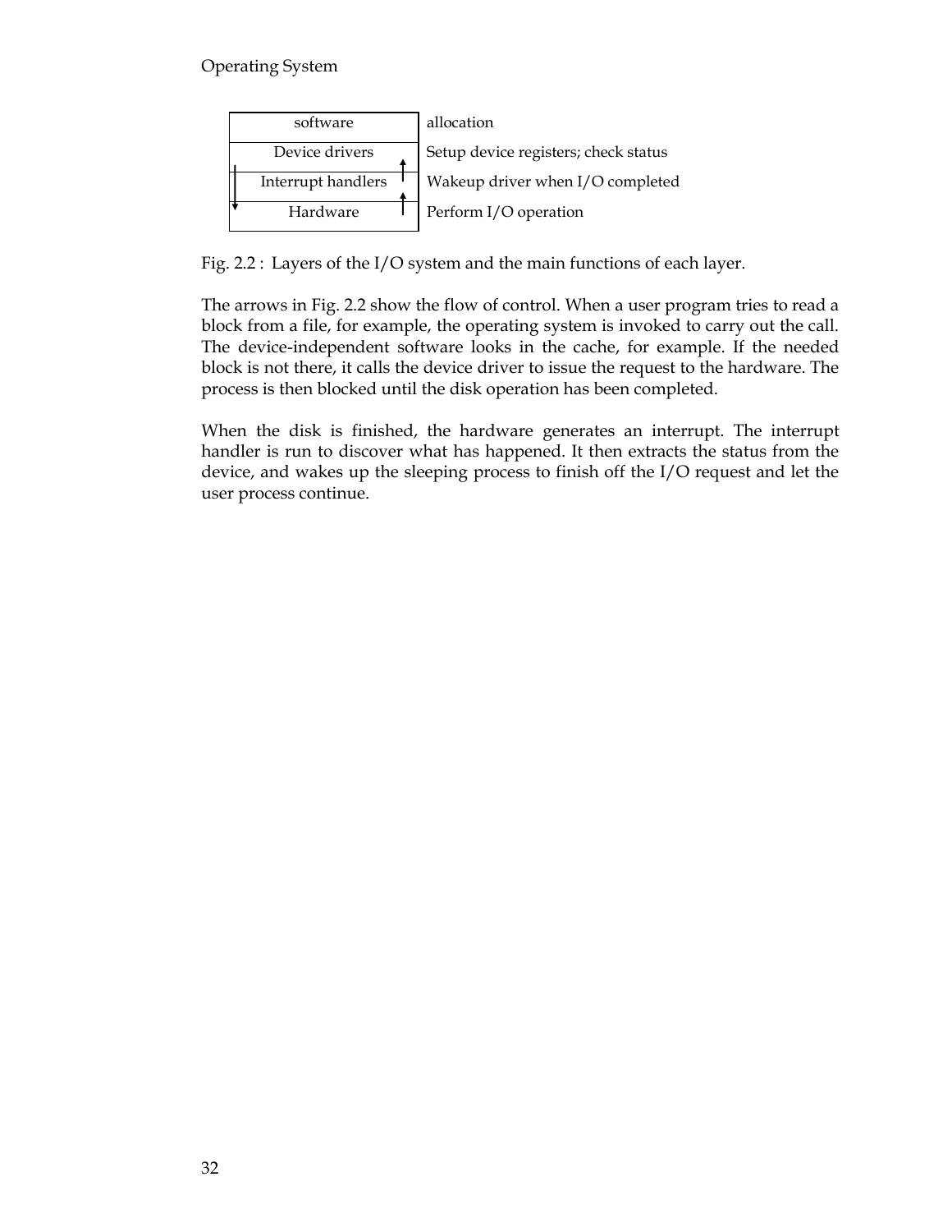| | |
|---|---|
| software | allocation |
| Device drivers | Setup device registers; check status |
| Interrupt handlers | Wakeup driver when I/O completed |
| Hardware | Perform I/O operation |

Fig. 2.2 : Layers of the I/O system and the main functions of each layer.

The arrows in Fig. 2.2 show the flow of control. When a user program tries to read a block from a file, for example, the operating system is invoked to carry out the call. The device-independent software looks in the cache, for example. If the needed block is not there, it calls the device driver to issue the request to the hardware. The process is then blocked until the disk operation has been completed.

When the disk is finished, the hardware generates an interrupt. The interrupt handler is run to discover what has happened. It then extracts the status from the device, and wakes up the sleeping process to finish off the I/O request and let the user process continue.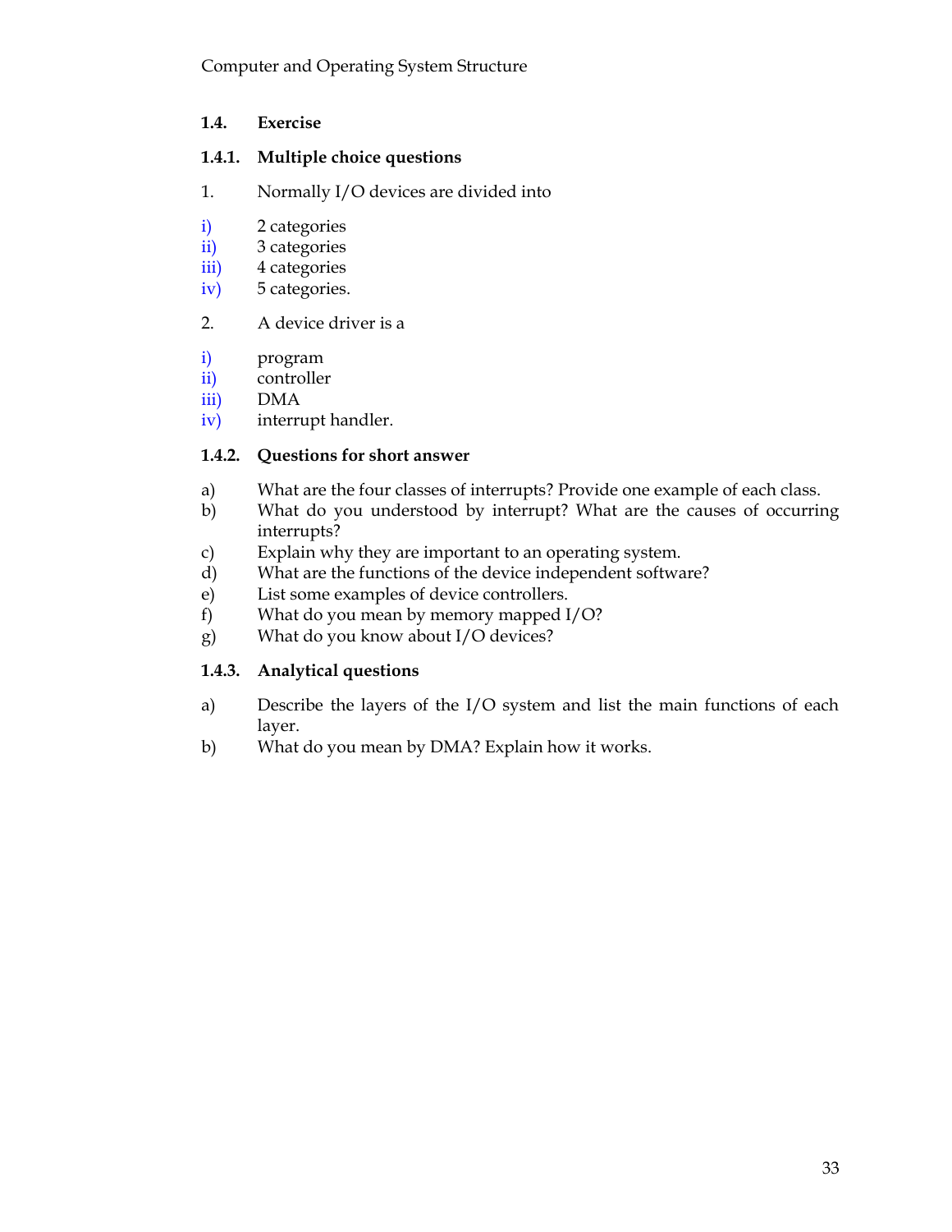### 1.4. Exercise

#### 1.4.1. Multiple choice questions

1. Normally I/O devices are divided into

i) 2 categories
ii) 3 categories
iii) 4 categories
iv) 5 categories.

2. A device driver is a

i) program
ii) controller
iii) DMA
iv) interrupt handler.

#### 1.4.2. Questions for short answer

a) What are the four classes of interrupts? Provide one example of each class.
b) What do you understood by interrupt? What are the causes of occurring interrupts?
c) Explain why they are important to an operating system.
d) What are the functions of the device independent software?
e) List some examples of device controllers.
f) What do you mean by memory mapped I/O?
g) What do you know about I/O devices?

#### 1.4.3. Analytical questions

a) Describe the layers of the I/O system and list the main functions of each layer.
b) What do you mean by DMA? Explain how it works.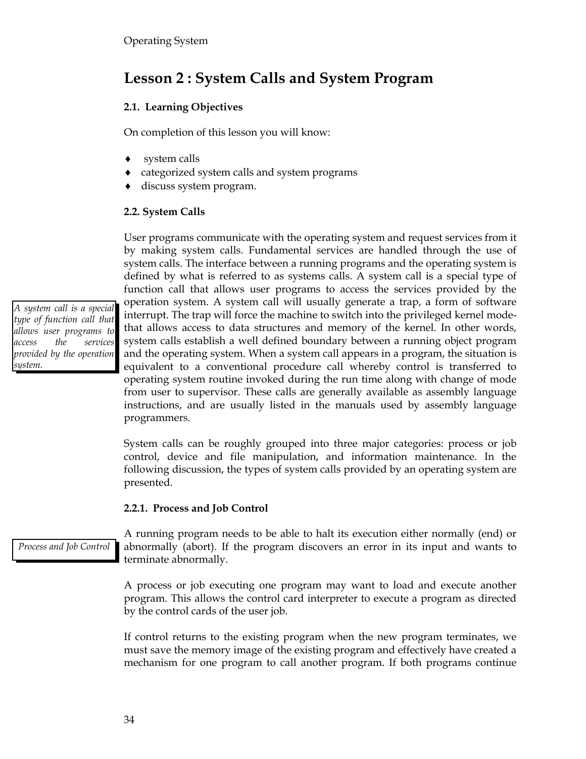# Lesson 2 : System Calls and System Program

## 2.1. Learning Objectives

On completion of this lesson you will know:

- system calls
- categorized system calls and system programs
- discuss system program.

## 2.2. System Calls

*A system call is a special type of function call that allows user programs to access the services provided by the operation system.*

User programs communicate with the operating system and request services from it by making system calls. Fundamental services are handled through the use of system calls. The interface between a running programs and the operating system is defined by what is referred to as systems calls. A system call is a special type of function call that allows user programs to access the services provided by the operation system. A system call will usually generate a trap, a form of software interrupt. The trap will force the machine to switch into the privileged kernel mode- that allows access to data structures and memory of the kernel. In other words, system calls establish a well defined boundary between a running object program and the operating system. When a system call appears in a program, the situation is equivalent to a conventional procedure call whereby control is transferred to operating system routine invoked during the run time along with change of mode from user to supervisor. These calls are generally available as assembly language instructions, and are usually listed in the manuals used by assembly language programmers.

System calls can be roughly grouped into three major categories: process or job control, device and file manipulation, and information maintenance. In the following discussion, the types of system calls provided by an operating system are presented.

### 2.2.1. Process and Job Control

*Process and Job Control*

A running program needs to be able to halt its execution either normally (end) or abnormally (abort). If the program discovers an error in its input and wants to terminate abnormally.

A process or job executing one program may want to load and execute another program. This allows the control card interpreter to execute a program as directed by the control cards of the user job.

If control returns to the existing program when the new program terminates, we must save the memory image of the existing program and effectively have created a mechanism for one program to call another program. If both programs continue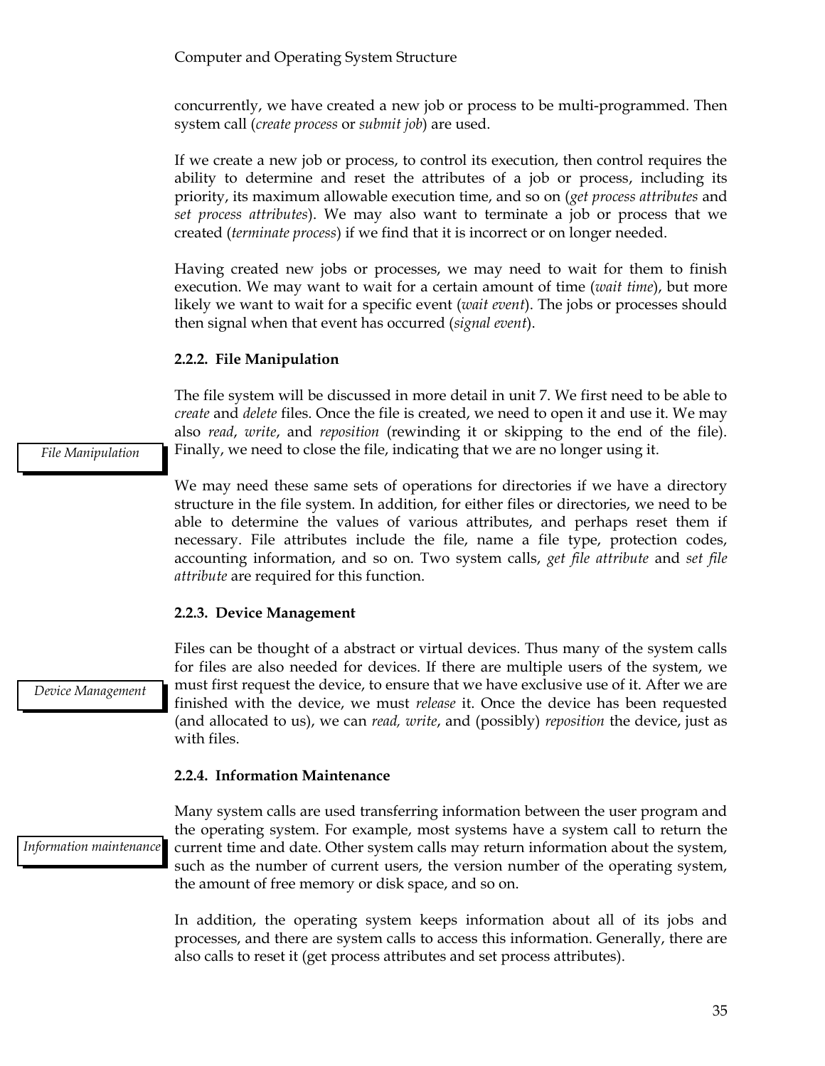concurrently, we have created a new job or process to be multi-programmed. Then system call (*create process* or *submit job*) are used.

If we create a new job or process, to control its execution, then control requires the ability to determine and reset the attributes of a job or process, including its priority, its maximum allowable execution time, and so on (*get process attributes* and *set process attributes*). We may also want to terminate a job or process that we created (*terminate process*) if we find that it is incorrect or on longer needed.

Having created new jobs or processes, we may need to wait for them to finish execution. We may want to wait for a certain amount of time (*wait time*), but more likely we want to wait for a specific event (*wait event*). The jobs or processes should then signal when that event has occurred (*signal event*).

### 2.2.2. File Manipulation

*File Manipulation*

The file system will be discussed in more detail in unit 7. We first need to be able to *create* and *delete* files. Once the file is created, we need to open it and use it. We may also *read*, *write*, and *reposition* (rewinding it or skipping to the end of the file). Finally, we need to close the file, indicating that we are no longer using it.

We may need these same sets of operations for directories if we have a directory structure in the file system. In addition, for either files or directories, we need to be able to determine the values of various attributes, and perhaps reset them if necessary. File attributes include the file, name a file type, protection codes, accounting information, and so on. Two system calls, *get file attribute* and *set file attribute* are required for this function.

### 2.2.3. Device Management

*Device Management*

Files can be thought of a abstract or virtual devices. Thus many of the system calls for files are also needed for devices. If there are multiple users of the system, we must first request the device, to ensure that we have exclusive use of it. After we are finished with the device, we must *release* it. Once the device has been requested (and allocated to us), we can *read, write*, and (possibly) *reposition* the device, just as with files.

### 2.2.4. Information Maintenance

*Information maintenance*

Many system calls are used transferring information between the user program and the operating system. For example, most systems have a system call to return the current time and date. Other system calls may return information about the system, such as the number of current users, the version number of the operating system, the amount of free memory or disk space, and so on.

In addition, the operating system keeps information about all of its jobs and processes, and there are system calls to access this information. Generally, there are also calls to reset it (get process attributes and set process attributes).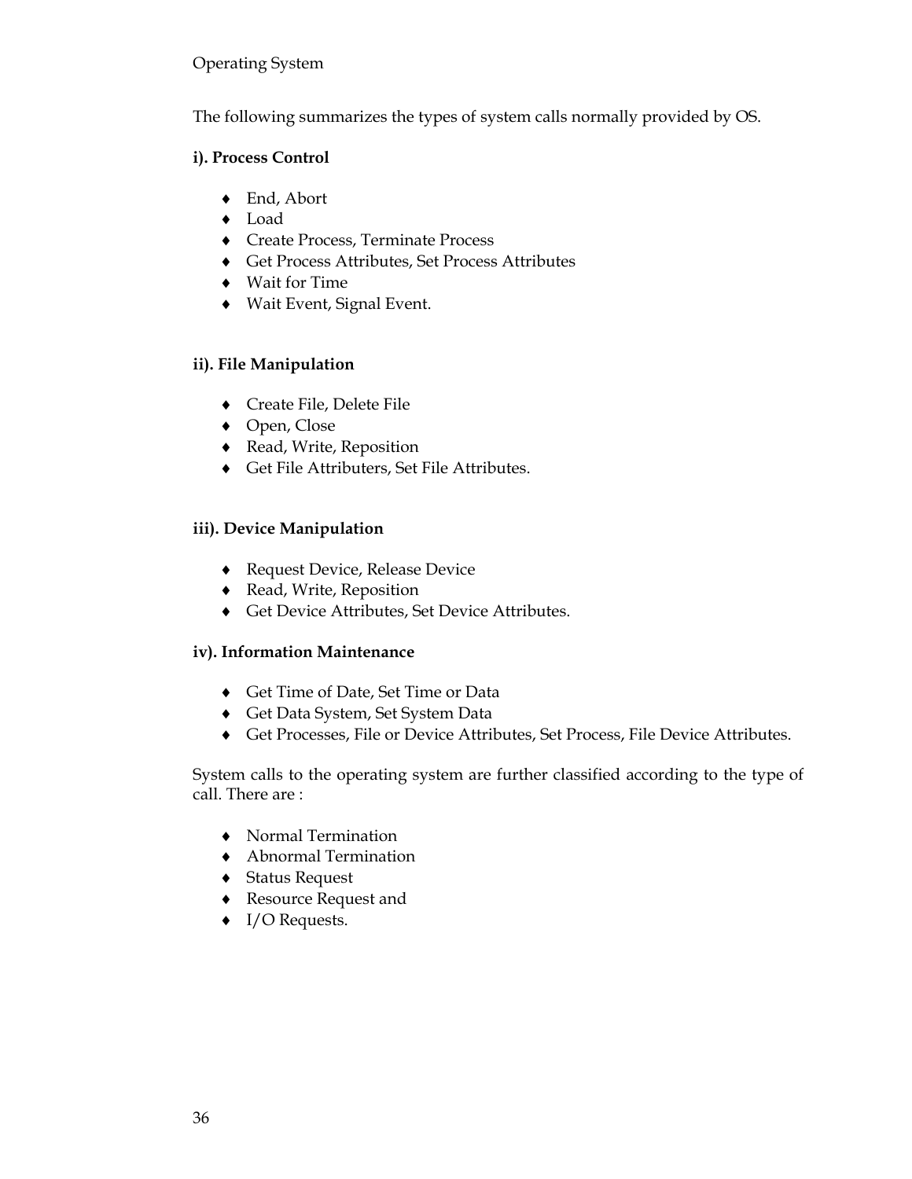The following summarizes the types of system calls normally provided by OS.

**i). Process Control**

- End, Abort
- Load
- Create Process, Terminate Process
- Get Process Attributes, Set Process Attributes
- Wait for Time
- Wait Event, Signal Event.

**ii). File Manipulation**

- Create File, Delete File
- Open, Close
- Read, Write, Reposition
- Get File Attributers, Set File Attributes.

**iii). Device Manipulation**

- Request Device, Release Device
- Read, Write, Reposition
- Get Device Attributes, Set Device Attributes.

**iv). Information Maintenance**

- Get Time of Date, Set Time or Data
- Get Data System, Set System Data
- Get Processes, File or Device Attributes, Set Process, File Device Attributes.

System calls to the operating system are further classified according to the type of call. There are :

- Normal Termination
- Abnormal Termination
- Status Request
- Resource Request and
- I/O Requests.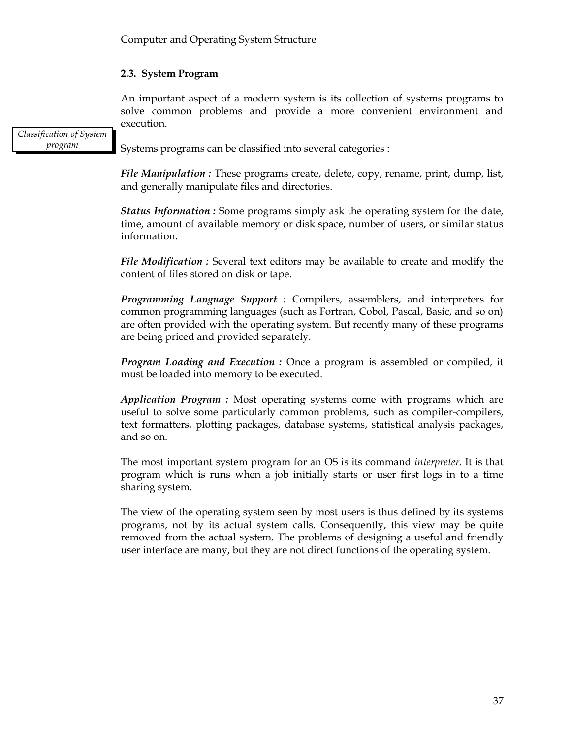## 2.3. System Program

An important aspect of a modern system is its collection of systems programs to solve common problems and provide a more convenient environment and execution.

*Classification of System program*

Systems programs can be classified into several categories :

***File Manipulation :*** These programs create, delete, copy, rename, print, dump, list, and generally manipulate files and directories.

***Status Information :*** Some programs simply ask the operating system for the date, time, amount of available memory or disk space, number of users, or similar status information.

***File Modification :*** Several text editors may be available to create and modify the content of files stored on disk or tape.

***Programming Language Support :*** Compilers, assemblers, and interpreters for common programming languages (such as Fortran, Cobol, Pascal, Basic, and so on) are often provided with the operating system. But recently many of these programs are being priced and provided separately.

***Program Loading and Execution :*** Once a program is assembled or compiled, it must be loaded into memory to be executed.

***Application Program :*** Most operating systems come with programs which are useful to solve some particularly common problems, such as compiler-compilers, text formatters, plotting packages, database systems, statistical analysis packages, and so on.

The most important system program for an OS is its command *interpreter*. It is that program which is runs when a job initially starts or user first logs in to a time sharing system.

The view of the operating system seen by most users is thus defined by its systems programs, not by its actual system calls. Consequently, this view may be quite removed from the actual system. The problems of designing a useful and friendly user interface are many, but they are not direct functions of the operating system.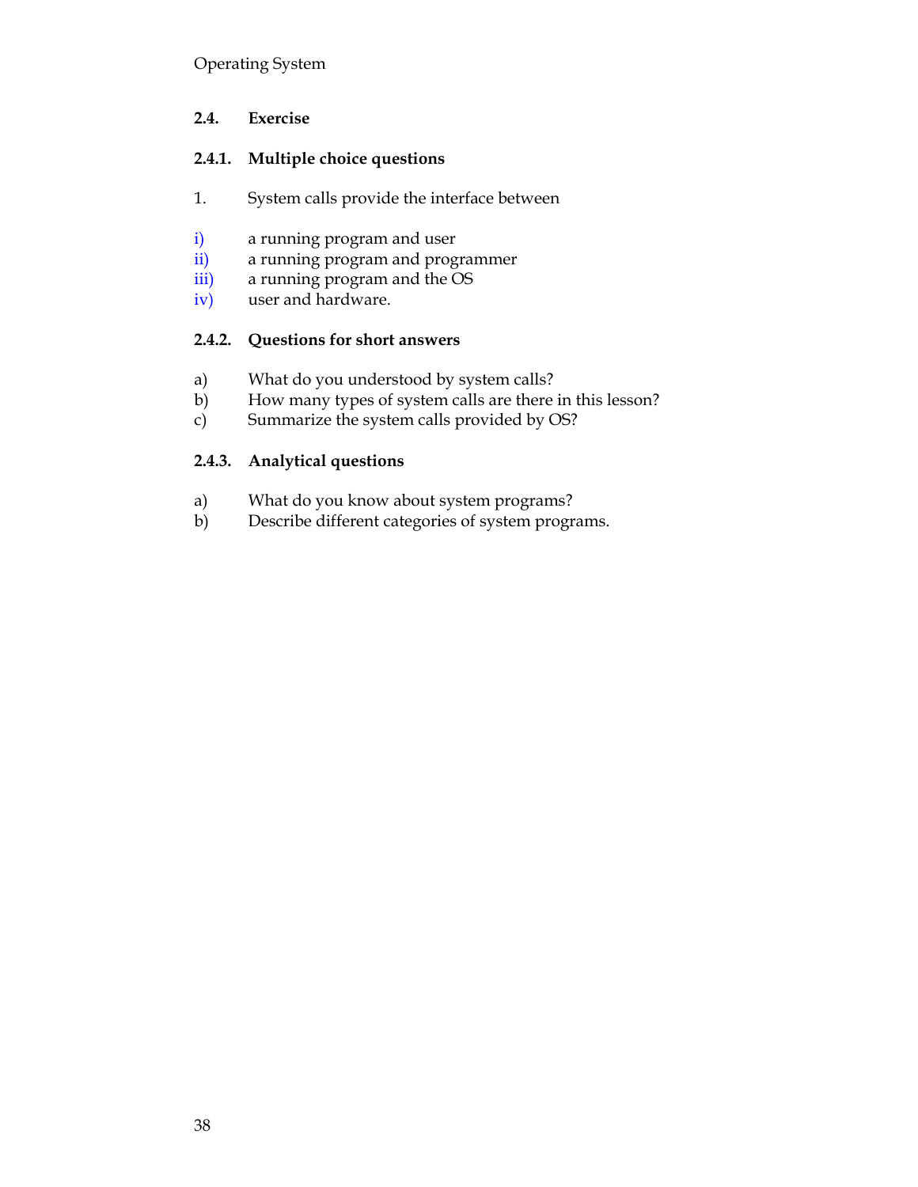## 2.4. Exercise

### 2.4.1. Multiple choice questions

1. System calls provide the interface between

i) a running program and user
ii) a running program and programmer
iii) a running program and the OS
iv) user and hardware.

### 2.4.2. Questions for short answers

a) What do you understood by system calls?
b) How many types of system calls are there in this lesson?
c) Summarize the system calls provided by OS?

### 2.4.3. Analytical questions

a) What do you know about system programs?
b) Describe different categories of system programs.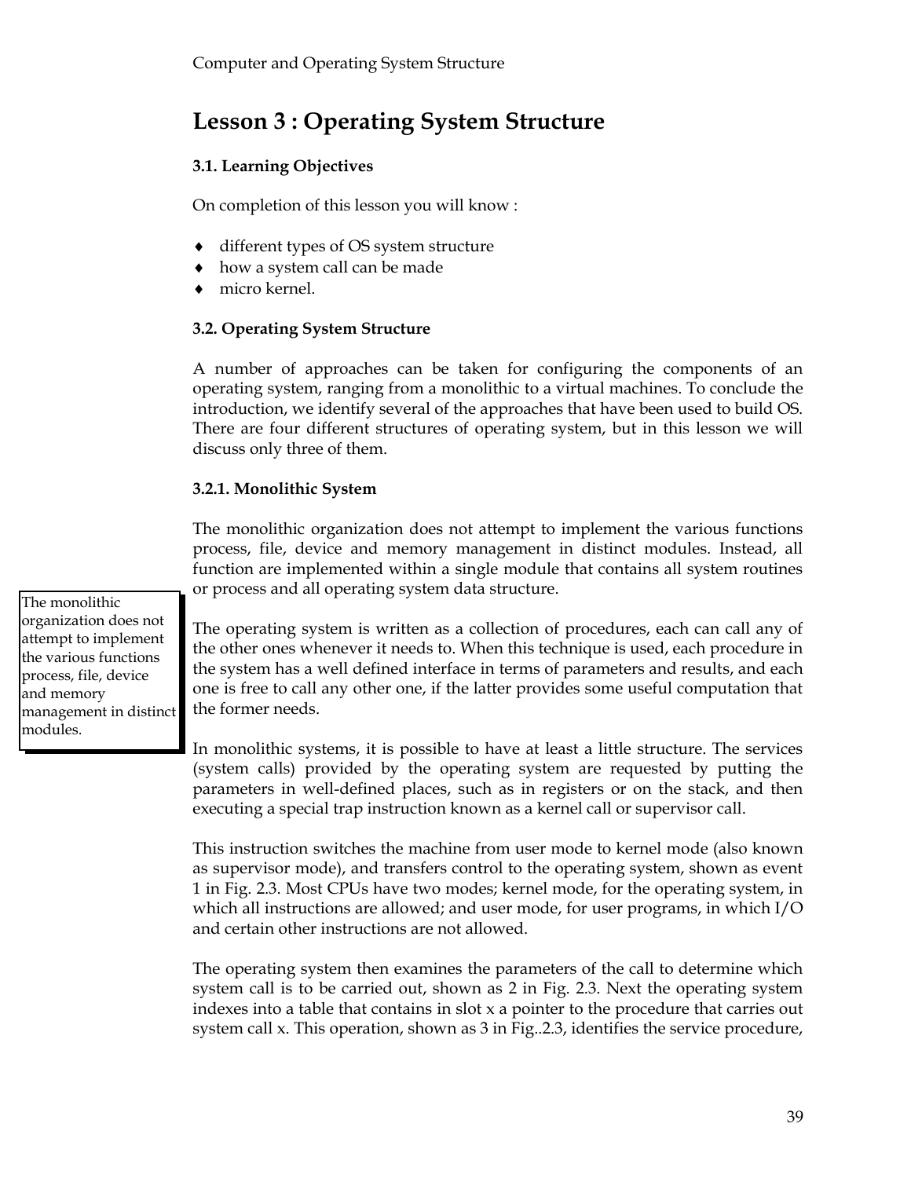# Lesson 3 : Operating System Structure

### 3.1. Learning Objectives

On completion of this lesson you will know :

- different types of OS system structure
- how a system call can be made
- micro kernel.

### 3.2. Operating System Structure

A number of approaches can be taken for configuring the components of an operating system, ranging from a monolithic to a virtual machines. To conclude the introduction, we identify several of the approaches that have been used to build OS. There are four different structures of operating system, but in this lesson we will discuss only three of them.

#### 3.2.1. Monolithic System

The monolithic organization does not attempt to implement the various functions process, file, device and memory management in distinct modules. Instead, all function are implemented within a single module that contains all system routines or process and all operating system data structure.

> The monolithic organization does not attempt to implement the various functions process, file, device and memory management in distinct modules.

The operating system is written as a collection of procedures, each can call any of the other ones whenever it needs to. When this technique is used, each procedure in the system has a well defined interface in terms of parameters and results, and each one is free to call any other one, if the latter provides some useful computation that the former needs.

In monolithic systems, it is possible to have at least a little structure. The services (system calls) provided by the operating system are requested by putting the parameters in well-defined places, such as in registers or on the stack, and then executing a special trap instruction known as a kernel call or supervisor call.

This instruction switches the machine from user mode to kernel mode (also known as supervisor mode), and transfers control to the operating system, shown as event 1 in Fig. 2.3. Most CPUs have two modes; kernel mode, for the operating system, in which all instructions are allowed; and user mode, for user programs, in which I/O and certain other instructions are not allowed.

The operating system then examines the parameters of the call to determine which system call is to be carried out, shown as 2 in Fig. 2.3. Next the operating system indexes into a table that contains in slot x a pointer to the procedure that carries out system call x. This operation, shown as 3 in Fig..2.3, identifies the service procedure,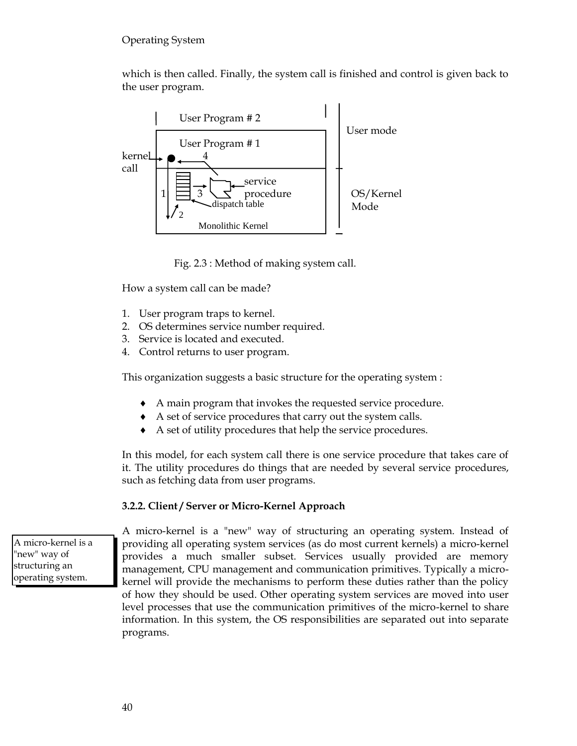which is then called. Finally, the system call is finished and control is given back to the user program.

Fig. 2.3 : Method of making system call.

How a system call can be made?

1. User program traps to kernel.
2. OS determines service number required.
3. Service is located and executed.
4. Control returns to user program.

This organization suggests a basic structure for the operating system :

- A main program that invokes the requested service procedure.
- A set of service procedures that carry out the system calls.
- A set of utility procedures that help the service procedures.

In this model, for each system call there is one service procedure that takes care of it. The utility procedures do things that are needed by several service procedures, such as fetching data from user programs.

**3.2.2. Client / Server or Micro-Kernel Approach**

> A micro-kernel is a "new" way of structuring an operating system.

A micro-kernel is a "new" way of structuring an operating system. Instead of providing all operating system services (as do most current kernels) a micro-kernel provides a much smaller subset. Services usually provided are memory management, CPU management and communication primitives. Typically a micro-kernel will provide the mechanisms to perform these duties rather than the policy of how they should be used. Other operating system services are moved into user level processes that use the communication primitives of the micro-kernel to share information. In this system, the OS responsibilities are separated out into separate programs.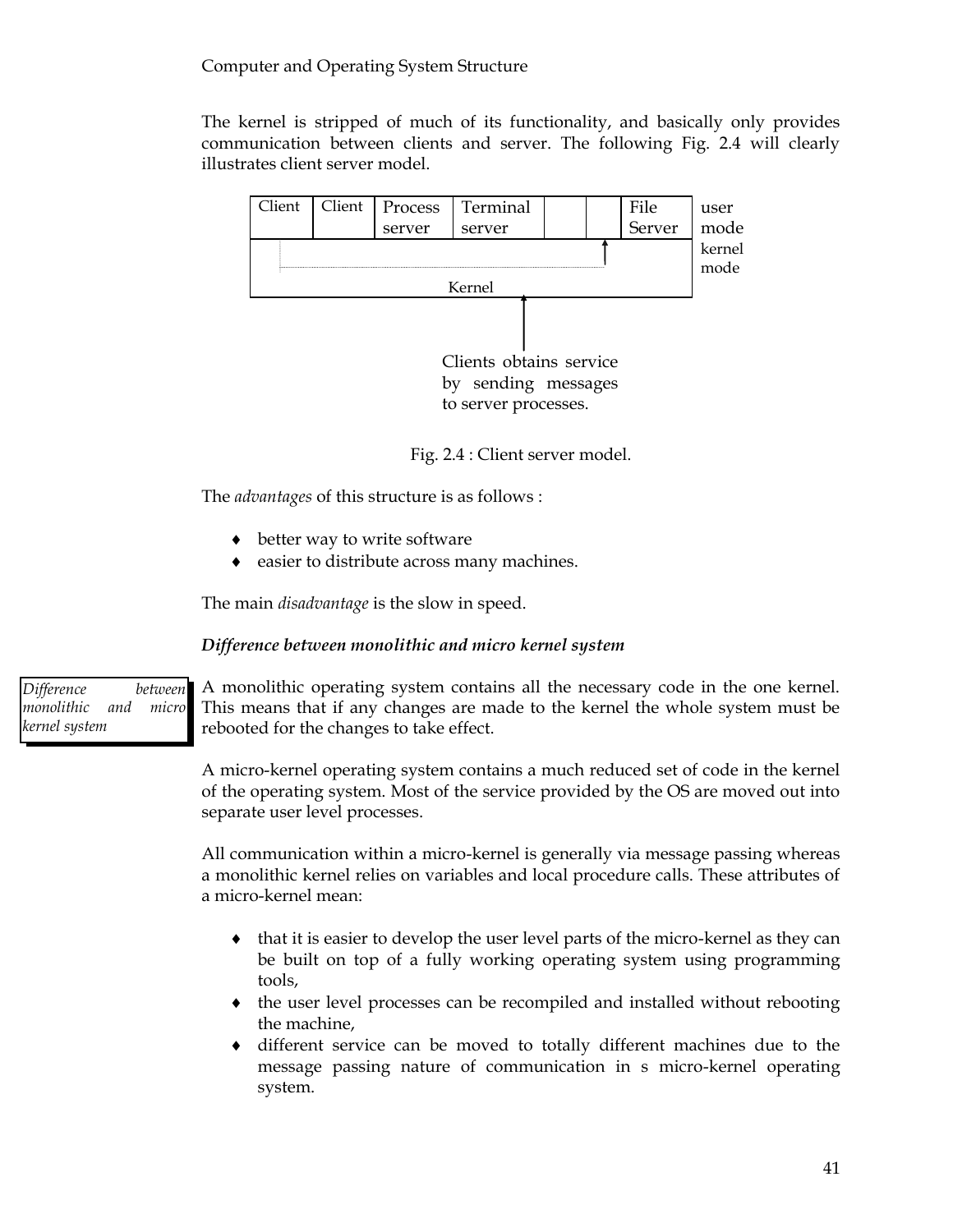The kernel is stripped of much of its functionality, and basically only provides communication between clients and server. The following Fig. 2.4 will clearly illustrates client server model.

| Client | Client | Process server | Terminal server | | | File Server | user mode |
|---|---|---|---|---|---|---|---|
| Kernel | | | | | | | kernel mode |

Clients obtains service by sending messages to server processes.

Fig. 2.4 : Client server model.

The *advantages* of this structure is as follows :

- better way to write software
- easier to distribute across many machines.

The main *disadvantage* is the slow in speed.

***Difference between monolithic and micro kernel system***

*Difference between monolithic and micro kernel system*

A monolithic operating system contains all the necessary code in the one kernel. This means that if any changes are made to the kernel the whole system must be rebooted for the changes to take effect.

A micro-kernel operating system contains a much reduced set of code in the kernel of the operating system. Most of the service provided by the OS are moved out into separate user level processes.

All communication within a micro-kernel is generally via message passing whereas a monolithic kernel relies on variables and local procedure calls. These attributes of a micro-kernel mean:

- that it is easier to develop the user level parts of the micro-kernel as they can be built on top of a fully working operating system using programming tools,
- the user level processes can be recompiled and installed without rebooting the machine,
- different service can be moved to totally different machines due to the message passing nature of communication in s micro-kernel operating system.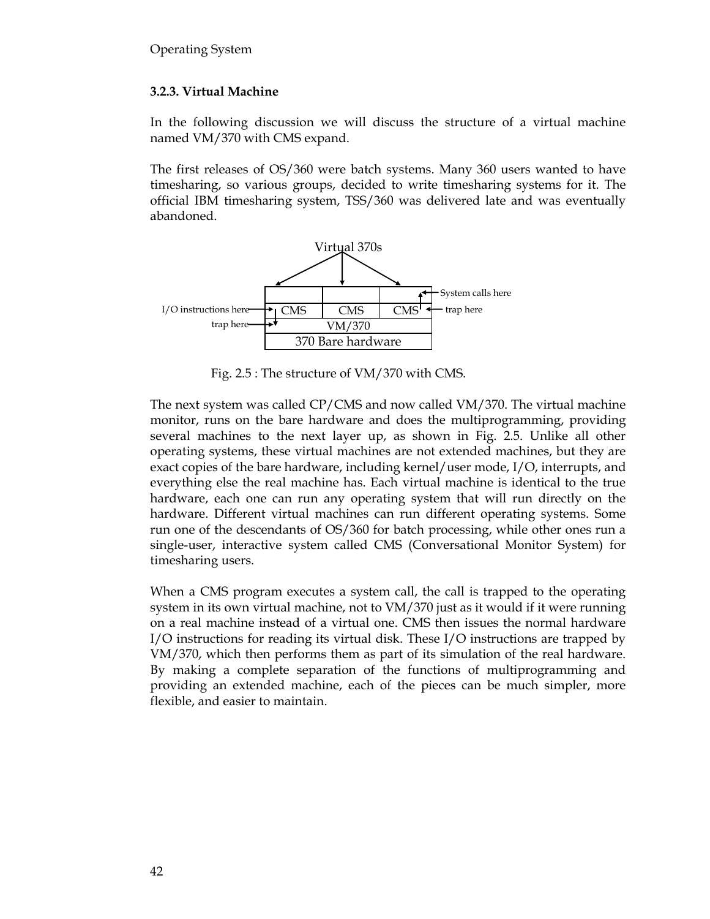### 3.2.3. Virtual Machine

In the following discussion we will discuss the structure of a virtual machine named VM/370 with CMS expand.

The first releases of OS/360 were batch systems. Many 360 users wanted to have timesharing, so various groups, decided to write timesharing systems for it. The official IBM timesharing system, TSS/360 was delivered late and was eventually abandoned.

Fig. 2.5 : The structure of VM/370 with CMS.

The next system was called CP/CMS and now called VM/370. The virtual machine monitor, runs on the bare hardware and does the multiprogramming, providing several machines to the next layer up, as shown in Fig. 2.5. Unlike all other operating systems, these virtual machines are not extended machines, but they are exact copies of the bare hardware, including kernel/user mode, I/O, interrupts, and everything else the real machine has. Each virtual machine is identical to the true hardware, each one can run any operating system that will run directly on the hardware. Different virtual machines can run different operating systems. Some run one of the descendants of OS/360 for batch processing, while other ones run a single-user, interactive system called CMS (Conversational Monitor System) for timesharing users.

When a CMS program executes a system call, the call is trapped to the operating system in its own virtual machine, not to VM/370 just as it would if it were running on a real machine instead of a virtual one. CMS then issues the normal hardware I/O instructions for reading its virtual disk. These I/O instructions are trapped by VM/370, which then performs them as part of its simulation of the real hardware. By making a complete separation of the functions of multiprogramming and providing an extended machine, each of the pieces can be much simpler, more flexible, and easier to maintain.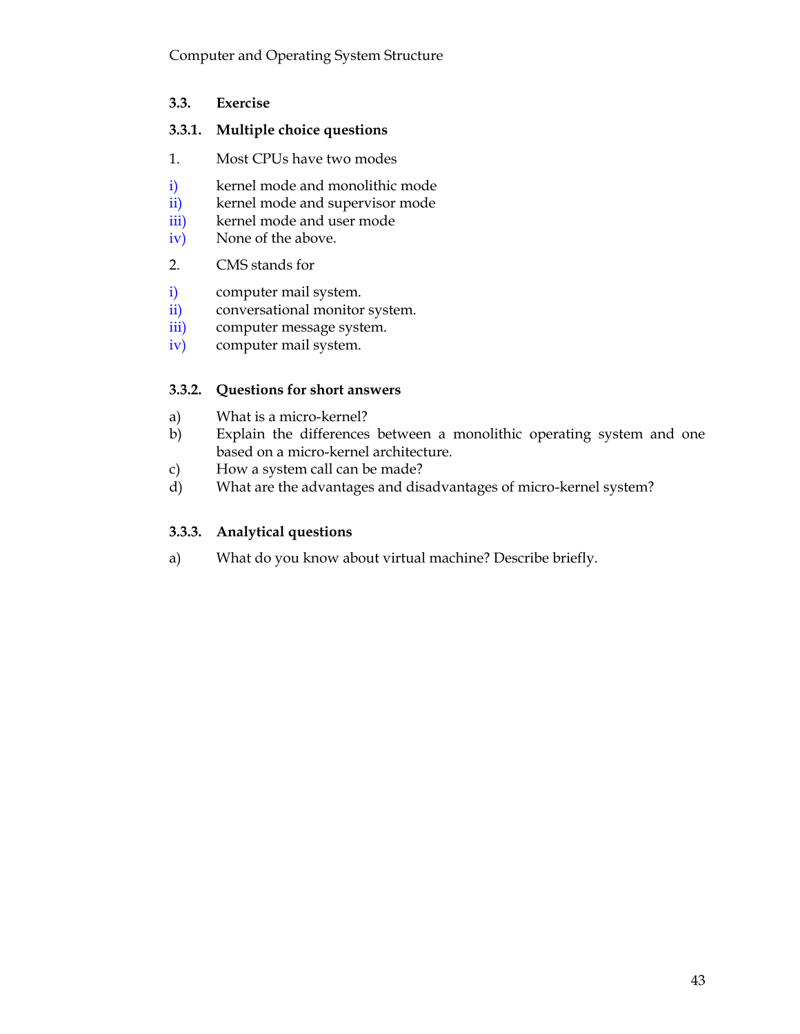### 3.3. Exercise

#### 3.3.1. Multiple choice questions

1. Most CPUs have two modes

i) kernel mode and monolithic mode
ii) kernel mode and supervisor mode
iii) kernel mode and user mode
iv) None of the above.

2. CMS stands for

i) computer mail system.
ii) conversational monitor system.
iii) computer message system.
iv) computer mail system.

#### 3.3.2. Questions for short answers

a) What is a micro-kernel?
b) Explain the differences between a monolithic operating system and one based on a micro-kernel architecture.
c) How a system call can be made?
d) What are the advantages and disadvantages of micro-kernel system?

#### 3.3.3. Analytical questions

a) What do you know about virtual machine? Describe briefly.